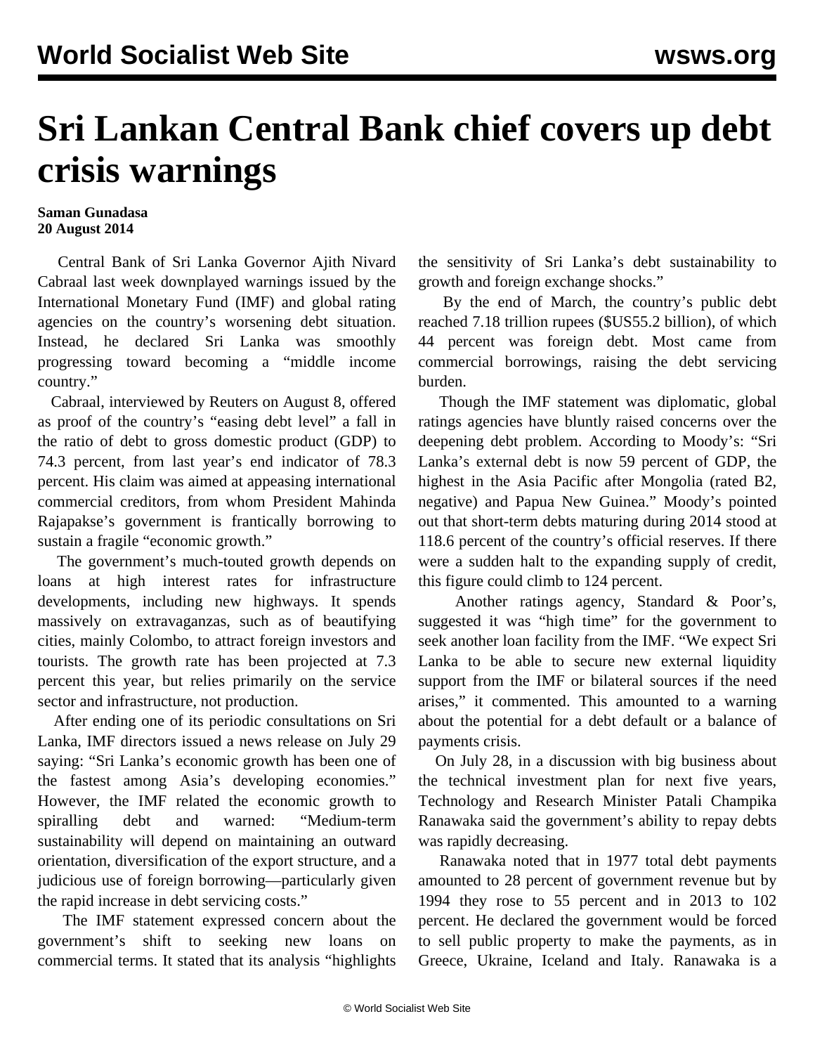# Sri Lankan Central Bank chief covers up debt crisis warnings

**Saman Gunadasa**
**20 August 2014**

Central Bank of Sri Lanka Governor Ajith Nivard Cabraal last week downplayed warnings issued by the International Monetary Fund (IMF) and global rating agencies on the country's worsening debt situation. Instead, he declared Sri Lanka was smoothly progressing toward becoming a "middle income country."

Cabraal, interviewed by Reuters on August 8, offered as proof of the country's "easing debt level" a fall in the ratio of debt to gross domestic product (GDP) to 74.3 percent, from last year's end indicator of 78.3 percent. His claim was aimed at appeasing international commercial creditors, from whom President Mahinda Rajapakse's government is frantically borrowing to sustain a fragile "economic growth."

The government's much-touted growth depends on loans at high interest rates for infrastructure developments, including new highways. It spends massively on extravaganzas, such as of beautifying cities, mainly Colombo, to attract foreign investors and tourists. The growth rate has been projected at 7.3 percent this year, but relies primarily on the service sector and infrastructure, not production.

After ending one of its periodic consultations on Sri Lanka, IMF directors issued a news release on July 29 saying: "Sri Lanka's economic growth has been one of the fastest among Asia's developing economies." However, the IMF related the economic growth to spiralling debt and warned: "Medium-term sustainability will depend on maintaining an outward orientation, diversification of the export structure, and a judicious use of foreign borrowing—particularly given the rapid increase in debt servicing costs."

The IMF statement expressed concern about the government's shift to seeking new loans on commercial terms. It stated that its analysis "highlights the sensitivity of Sri Lanka's debt sustainability to growth and foreign exchange shocks."

By the end of March, the country's public debt reached 7.18 trillion rupees ($US55.2 billion), of which 44 percent was foreign debt. Most came from commercial borrowings, raising the debt servicing burden.

Though the IMF statement was diplomatic, global ratings agencies have bluntly raised concerns over the deepening debt problem. According to Moody's: "Sri Lanka's external debt is now 59 percent of GDP, the highest in the Asia Pacific after Mongolia (rated B2, negative) and Papua New Guinea." Moody's pointed out that short-term debts maturing during 2014 stood at 118.6 percent of the country's official reserves. If there were a sudden halt to the expanding supply of credit, this figure could climb to 124 percent.

Another ratings agency, Standard & Poor's, suggested it was "high time" for the government to seek another loan facility from the IMF. "We expect Sri Lanka to be able to secure new external liquidity support from the IMF or bilateral sources if the need arises," it commented. This amounted to a warning about the potential for a debt default or a balance of payments crisis.

On July 28, in a discussion with big business about the technical investment plan for next five years, Technology and Research Minister Patali Champika Ranawaka said the government's ability to repay debts was rapidly decreasing.

Ranawaka noted that in 1977 total debt payments amounted to 28 percent of government revenue but by 1994 they rose to 55 percent and in 2013 to 102 percent. He declared the government would be forced to sell public property to make the payments, as in Greece, Ukraine, Iceland and Italy. Ranawaka is a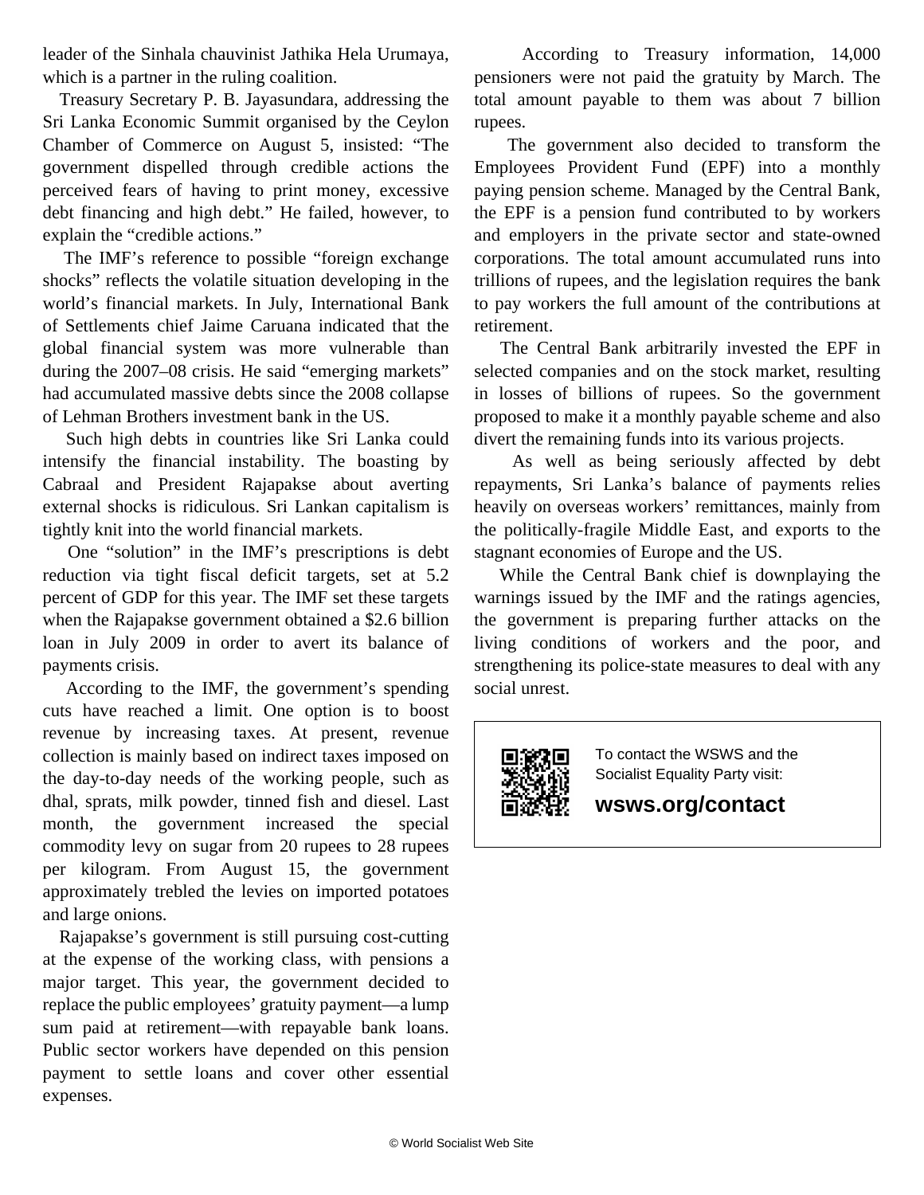leader of the Sinhala chauvinist Jathika Hela Urumaya, which is a partner in the ruling coalition.

Treasury Secretary P. B. Jayasundara, addressing the Sri Lanka Economic Summit organised by the Ceylon Chamber of Commerce on August 5, insisted: "The government dispelled through credible actions the perceived fears of having to print money, excessive debt financing and high debt." He failed, however, to explain the "credible actions."

The IMF's reference to possible "foreign exchange shocks" reflects the volatile situation developing in the world's financial markets. In July, International Bank of Settlements chief Jaime Caruana indicated that the global financial system was more vulnerable than during the 2007–08 crisis. He said "emerging markets" had accumulated massive debts since the 2008 collapse of Lehman Brothers investment bank in the US.

Such high debts in countries like Sri Lanka could intensify the financial instability. The boasting by Cabraal and President Rajapakse about averting external shocks is ridiculous. Sri Lankan capitalism is tightly knit into the world financial markets.

One "solution" in the IMF's prescriptions is debt reduction via tight fiscal deficit targets, set at 5.2 percent of GDP for this year. The IMF set these targets when the Rajapakse government obtained a $2.6 billion loan in July 2009 in order to avert its balance of payments crisis.

According to the IMF, the government's spending cuts have reached a limit. One option is to boost revenue by increasing taxes. At present, revenue collection is mainly based on indirect taxes imposed on the day-to-day needs of the working people, such as dhal, sprats, milk powder, tinned fish and diesel. Last month, the government increased the special commodity levy on sugar from 20 rupees to 28 rupees per kilogram. From August 15, the government approximately trebled the levies on imported potatoes and large onions.

Rajapakse's government is still pursuing cost-cutting at the expense of the working class, with pensions a major target. This year, the government decided to replace the public employees' gratuity payment—a lump sum paid at retirement—with repayable bank loans. Public sector workers have depended on this pension payment to settle loans and cover other essential expenses.

According to Treasury information, 14,000 pensioners were not paid the gratuity by March. The total amount payable to them was about 7 billion rupees.

The government also decided to transform the Employees Provident Fund (EPF) into a monthly paying pension scheme. Managed by the Central Bank, the EPF is a pension fund contributed to by workers and employers in the private sector and state-owned corporations. The total amount accumulated runs into trillions of rupees, and the legislation requires the bank to pay workers the full amount of the contributions at retirement.

The Central Bank arbitrarily invested the EPF in selected companies and on the stock market, resulting in losses of billions of rupees. So the government proposed to make it a monthly payable scheme and also divert the remaining funds into its various projects.

As well as being seriously affected by debt repayments, Sri Lanka's balance of payments relies heavily on overseas workers' remittances, mainly from the politically-fragile Middle East, and exports to the stagnant economies of Europe and the US.

While the Central Bank chief is downplaying the warnings issued by the IMF and the ratings agencies, the government is preparing further attacks on the living conditions of workers and the poor, and strengthening its police-state measures to deal with any social unrest.

To contact the WSWS and the Socialist Equality Party visit:

**wsws.org/contact**